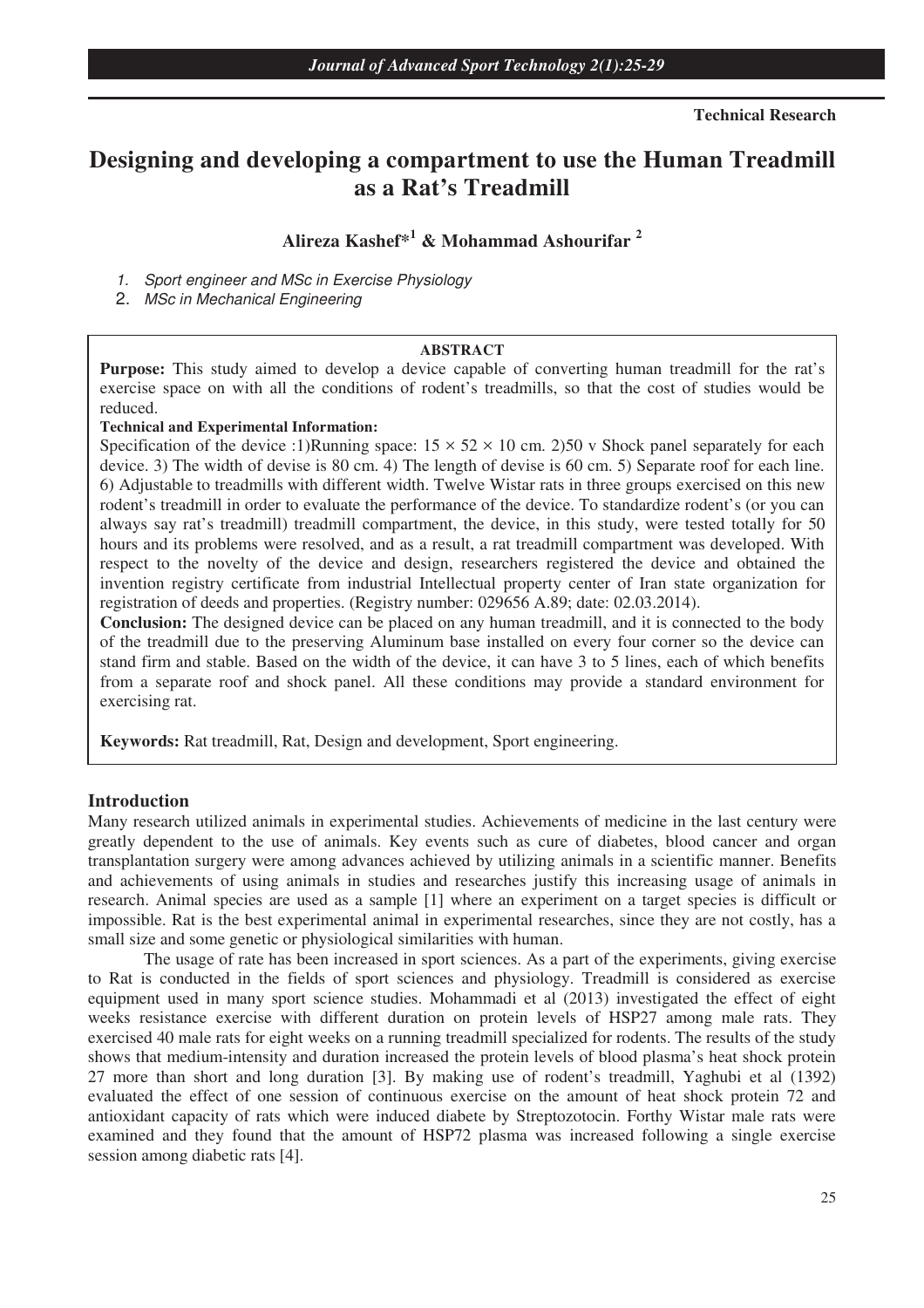**Technical Research**

# Designing and developing a compartment to use the Human Treadmill as a Rat's Treadmill

**Alireza Kashef*[1] & Mohammad Ashourifar [2]**

1. *Sport engineer and MSc in Exercise Physiology*
2. *MSc in Mechanical Engineering*

**ABSTRACT**

**Purpose:** This study aimed to develop a device capable of converting human treadmill for the rat's exercise space on with all the conditions of rodent's treadmills, so that the cost of studies would be reduced.

**Technical and Experimental Information:**

Specification of the device :1)Running space: $15 \times 52 \times 10$ cm. 2)50 v Shock panel separately for each device. 3) The width of devise is 80 cm. 4) The length of devise is 60 cm. 5) Separate roof for each line. 6) Adjustable to treadmills with different width. Twelve Wistar rats in three groups exercised on this new rodent's treadmill in order to evaluate the performance of the device. To standardize rodent's (or you can always say rat's treadmill) treadmill compartment, the device, in this study, were tested totally for 50 hours and its problems were resolved, and as a result, a rat treadmill compartment was developed. With respect to the novelty of the device and design, researchers registered the device and obtained the invention registry certificate from industrial Intellectual property center of Iran state organization for registration of deeds and properties. (Registry number: 029656 A.89; date: 02.03.2014).

**Conclusion:** The designed device can be placed on any human treadmill, and it is connected to the body of the treadmill due to the preserving Aluminum base installed on every four corner so the device can stand firm and stable. Based on the width of the device, it can have 3 to 5 lines, each of which benefits from a separate roof and shock panel. All these conditions may provide a standard environment for exercising rat.

**Keywords:** Rat treadmill, Rat, Design and development, Sport engineering.

## Introduction

Many research utilized animals in experimental studies. Achievements of medicine in the last century were greatly dependent to the use of animals. Key events such as cure of diabetes, blood cancer and organ transplantation surgery were among advances achieved by utilizing animals in a scientific manner. Benefits and achievements of using animals in studies and researches justify this increasing usage of animals in research. Animal species are used as a sample [1] where an experiment on a target species is difficult or impossible. Rat is the best experimental animal in experimental researches, since they are not costly, has a small size and some genetic or physiological similarities with human.

The usage of rate has been increased in sport sciences. As a part of the experiments, giving exercise to Rat is conducted in the fields of sport sciences and physiology. Treadmill is considered as exercise equipment used in many sport science studies. Mohammadi et al (2013) investigated the effect of eight weeks resistance exercise with different duration on protein levels of HSP27 among male rats. They exercised 40 male rats for eight weeks on a running treadmill specialized for rodents. The results of the study shows that medium-intensity and duration increased the protein levels of blood plasma's heat shock protein 27 more than short and long duration [3]. By making use of rodent's treadmill, Yaghubi et al (1392) evaluated the effect of one session of continuous exercise on the amount of heat shock protein 72 and antioxidant capacity of rats which were induced diabete by Streptozotocin. Forthy Wistar male rats were examined and they found that the amount of HSP72 plasma was increased following a single exercise session among diabetic rats [4].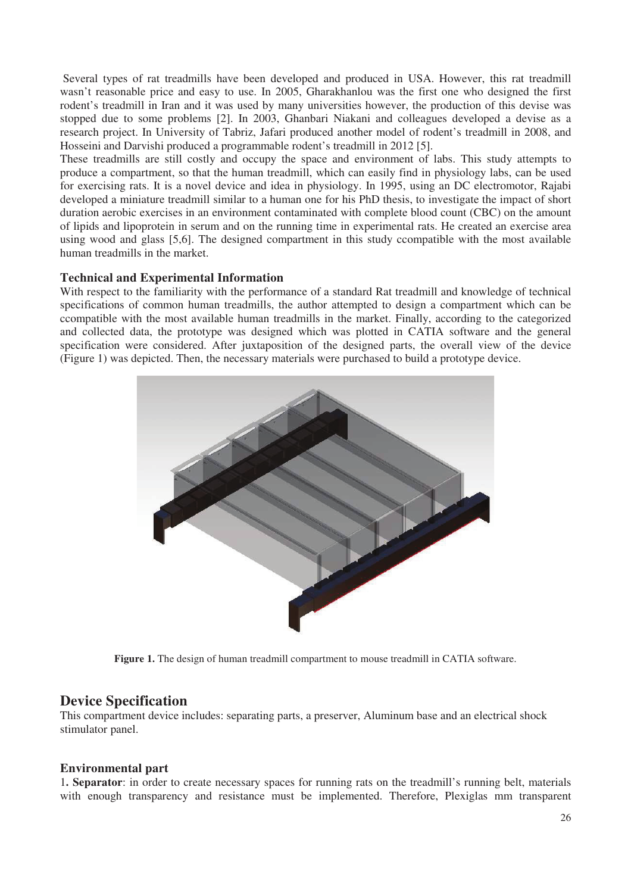Several types of rat treadmills have been developed and produced in USA. However, this rat treadmill wasn't reasonable price and easy to use. In 2005, Gharakhanlou was the first one who designed the first rodent's treadmill in Iran and it was used by many universities however, the production of this devise was stopped due to some problems [2]. In 2003, Ghanbari Niakani and colleagues developed a devise as a research project. In University of Tabriz, Jafari produced another model of rodent's treadmill in 2008, and Hosseini and Darvishi produced a programmable rodent's treadmill in 2012 [5].

These treadmills are still costly and occupy the space and environment of labs. This study attempts to produce a compartment, so that the human treadmill, which can easily find in physiology labs, can be used for exercising rats. It is a novel device and idea in physiology. In 1995, using an DC electromotor, Rajabi developed a miniature treadmill similar to a human one for his PhD thesis, to investigate the impact of short duration aerobic exercises in an environment contaminated with complete blood count (CBC) on the amount of lipids and lipoprotein in serum and on the running time in experimental rats. He created an exercise area using wood and glass [5,6]. The designed compartment in this study ccompatible with the most available human treadmills in the market.

### Technical and Experimental Information

With respect to the familiarity with the performance of a standard Rat treadmill and knowledge of technical specifications of common human treadmills, the author attempted to design a compartment which can be ccompatible with the most available human treadmills in the market. Finally, according to the categorized and collected data, the prototype was designed which was plotted in CATIA software and the general specification were considered. After juxtaposition of the designed parts, the overall view of the device (Figure 1) was depicted. Then, the necessary materials were purchased to build a prototype device.

**Figure 1.** The design of human treadmill compartment to mouse treadmill in CATIA software.

## Device Specification

This compartment device includes: separating parts, a preserver, Aluminum base and an electrical shock stimulator panel.

### Environmental part

1**. Separator**: in order to create necessary spaces for running rats on the treadmill's running belt, materials with enough transparency and resistance must be implemented. Therefore, Plexiglas mm transparent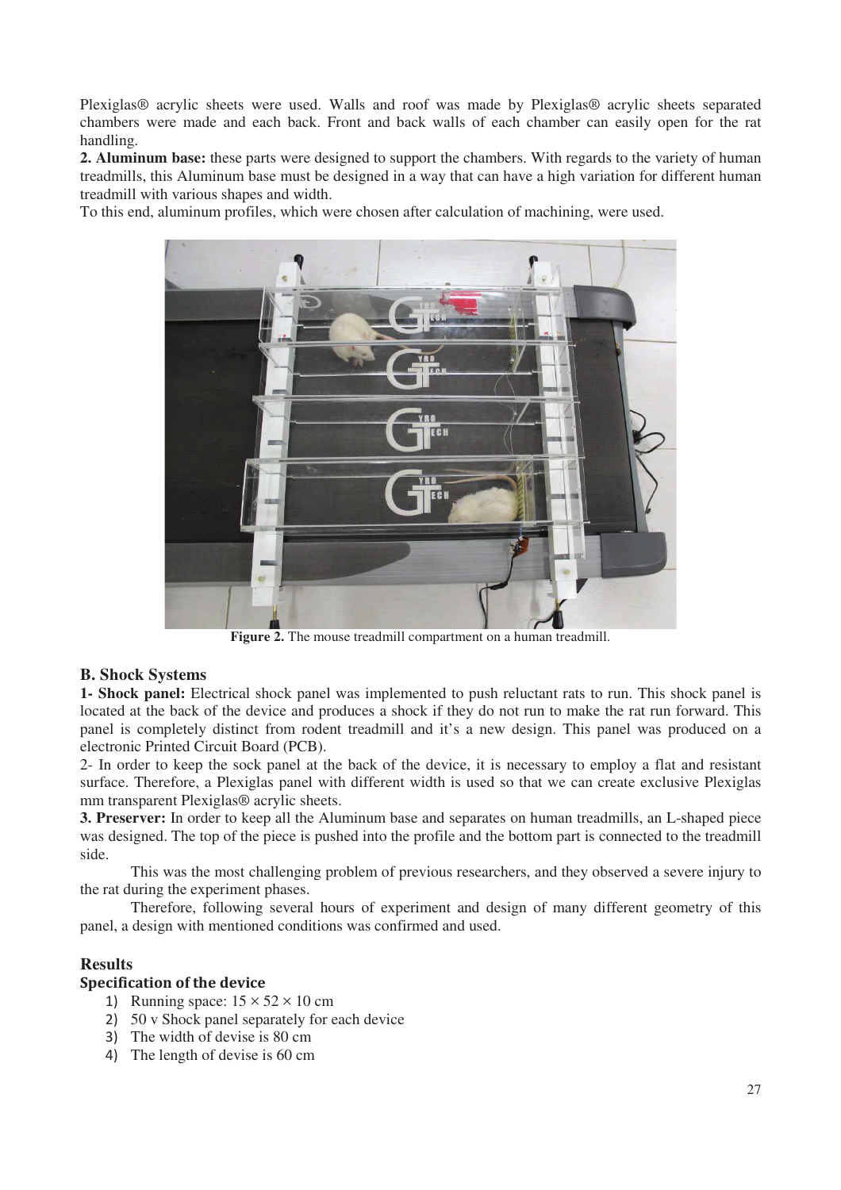Plexiglas® acrylic sheets were used. Walls and roof was made by Plexiglas® acrylic sheets separated chambers were made and each back. Front and back walls of each chamber can easily open for the rat handling.

**2. Aluminum base:** these parts were designed to support the chambers. With regards to the variety of human treadmills, this Aluminum base must be designed in a way that can have a high variation for different human treadmill with various shapes and width.

To this end, aluminum profiles, which were chosen after calculation of machining, were used.

**Figure 2.** The mouse treadmill compartment on a human treadmill.

### B. Shock Systems

**1- Shock panel:** Electrical shock panel was implemented to push reluctant rats to run. This shock panel is located at the back of the device and produces a shock if they do not run to make the rat run forward. This panel is completely distinct from rodent treadmill and it's a new design. This panel was produced on a electronic Printed Circuit Board (PCB).

2- In order to keep the sock panel at the back of the device, it is necessary to employ a flat and resistant surface. Therefore, a Plexiglas panel with different width is used so that we can create exclusive Plexiglas mm transparent Plexiglas® acrylic sheets.

**3. Preserver:** In order to keep all the Aluminum base and separates on human treadmills, an L-shaped piece was designed. The top of the piece is pushed into the profile and the bottom part is connected to the treadmill side.

This was the most challenging problem of previous researchers, and they observed a severe injury to the rat during the experiment phases.

Therefore, following several hours of experiment and design of many different geometry of this panel, a design with mentioned conditions was confirmed and used.

## Results

### Specification of the device

1) Running space: $15 \times 52 \times 10$ cm
2) 50 v Shock panel separately for each device
3) The width of devise is 80 cm
4) The length of devise is 60 cm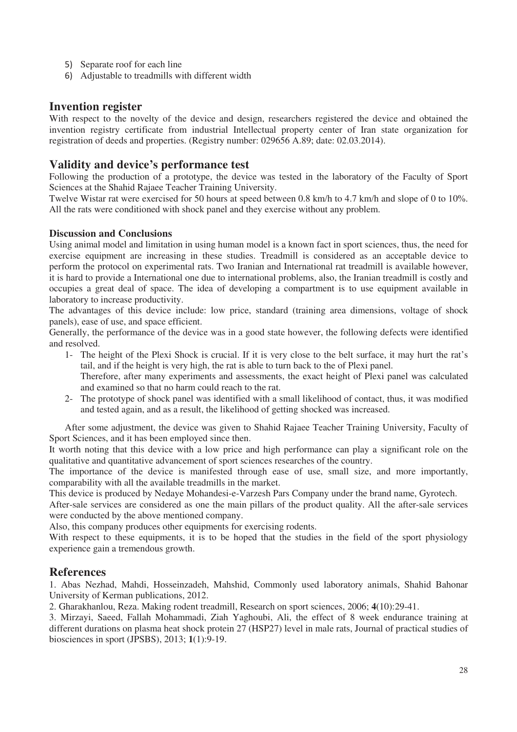5) Separate roof for each line
6) Adjustable to treadmills with different width

## Invention register

With respect to the novelty of the device and design, researchers registered the device and obtained the invention registry certificate from industrial Intellectual property center of Iran state organization for registration of deeds and properties. (Registry number: 029656 A.89; date: 02.03.2014).

## Validity and device's performance test

Following the production of a prototype, the device was tested in the laboratory of the Faculty of Sport Sciences at the Shahid Rajaee Teacher Training University.

Twelve Wistar rat were exercised for 50 hours at speed between 0.8 km/h to 4.7 km/h and slope of 0 to 10%. All the rats were conditioned with shock panel and they exercise without any problem.

### Discussion and Conclusions

Using animal model and limitation in using human model is a known fact in sport sciences, thus, the need for exercise equipment are increasing in these studies. Treadmill is considered as an acceptable device to perform the protocol on experimental rats. Two Iranian and International rat treadmill is available however, it is hard to provide a International one due to international problems, also, the Iranian treadmill is costly and occupies a great deal of space. The idea of developing a compartment is to use equipment available in laboratory to increase productivity.

The advantages of this device include: low price, standard (training area dimensions, voltage of shock panels), ease of use, and space efficient.

Generally, the performance of the device was in a good state however, the following defects were identified and resolved.

1- The height of the Plexi Shock is crucial. If it is very close to the belt surface, it may hurt the rat's tail, and if the height is very high, the rat is able to turn back to the of Plexi panel.
   Therefore, after many experiments and assessments, the exact height of Plexi panel was calculated and examined so that no harm could reach to the rat.
2- The prototype of shock panel was identified with a small likelihood of contact, thus, it was modified and tested again, and as a result, the likelihood of getting shocked was increased.

After some adjustment, the device was given to Shahid Rajaee Teacher Training University, Faculty of Sport Sciences, and it has been employed since then.

It worth noting that this device with a low price and high performance can play a significant role on the qualitative and quantitative advancement of sport sciences researches of the country.

The importance of the device is manifested through ease of use, small size, and more importantly, comparability with all the available treadmills in the market.

This device is produced by Nedaye Mohandesi-e-Varzesh Pars Company under the brand name, Gyrotech.

After-sale services are considered as one the main pillars of the product quality. All the after-sale services were conducted by the above mentioned company.

Also, this company produces other equipments for exercising rodents.

With respect to these equipments, it is to be hoped that the studies in the field of the sport physiology experience gain a tremendous growth.

## References

1. Abas Nezhad, Mahdi, Hosseinzadeh, Mahshid, Commonly used laboratory animals, Shahid Bahonar University of Kerman publications, 2012.
2. Gharakhanlou, Reza. Making rodent treadmill, Research on sport sciences, 2006; **4**(10):29-41.
3. Mirzayi, Saeed, Fallah Mohammadi, Ziah Yaghoubi, Ali, the effect of 8 week endurance training at different durations on plasma heat shock protein 27 (HSP27) level in male rats, Journal of practical studies of biosciences in sport (JPSBS), 2013; **1**(1):9-19.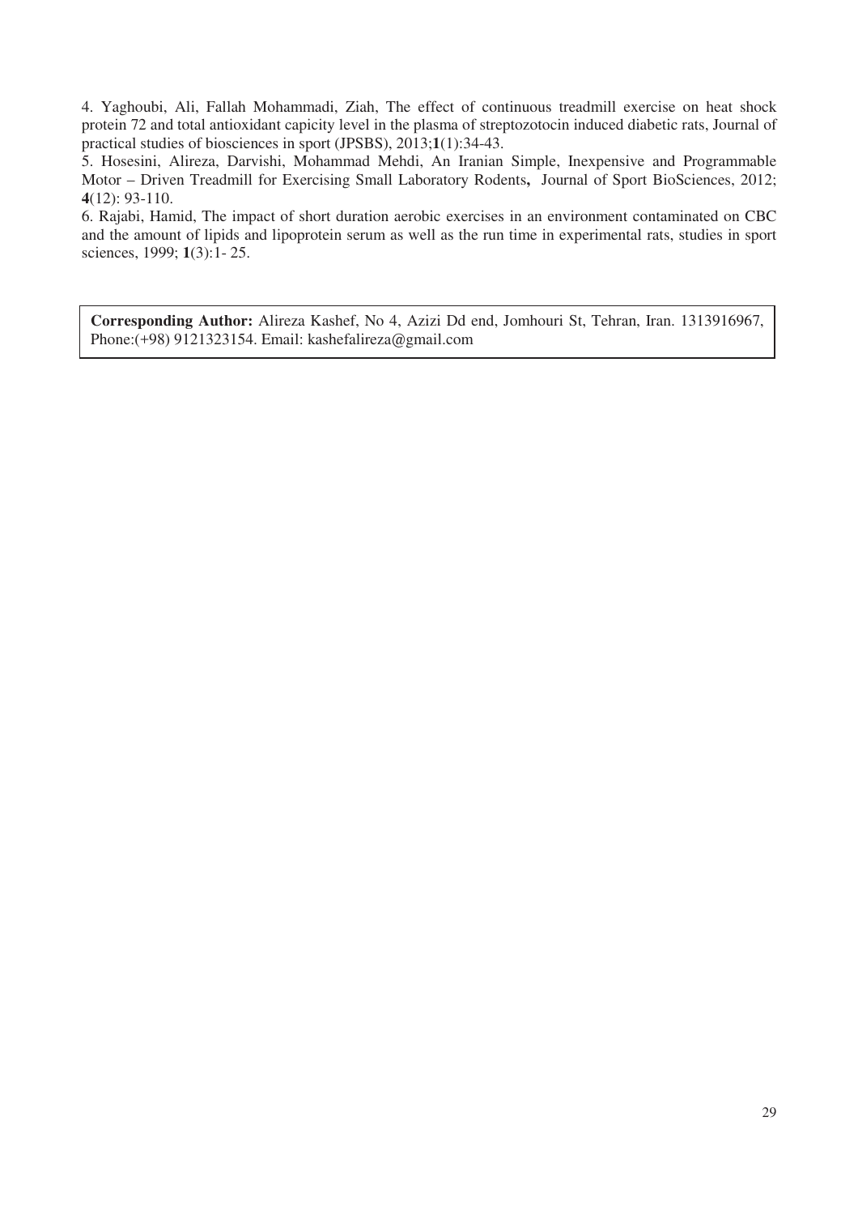4. Yaghoubi, Ali, Fallah Mohammadi, Ziah, The effect of continuous treadmill exercise on heat shock protein 72 and total antioxidant capicity level in the plasma of streptozotocin induced diabetic rats, Journal of practical studies of biosciences in sport (JPSBS), 2013;**1**(1):34-43.

5. Hosesini, Alireza, Darvishi, Mohammad Mehdi, An Iranian Simple, Inexpensive and Programmable Motor – Driven Treadmill for Exercising Small Laboratory Rodents**,** Journal of Sport BioSciences, 2012; **4**(12): 93-110.

6. Rajabi, Hamid, The impact of short duration aerobic exercises in an environment contaminated on CBC and the amount of lipids and lipoprotein serum as well as the run time in experimental rats, studies in sport sciences, 1999; **1**(3):1- 25.

**Corresponding Author:** Alireza Kashef, No 4, Azizi Dd end, Jomhouri St, Tehran, Iran. 1313916967, Phone:(+98) 9121323154. Email: kashefalireza@gmail.com